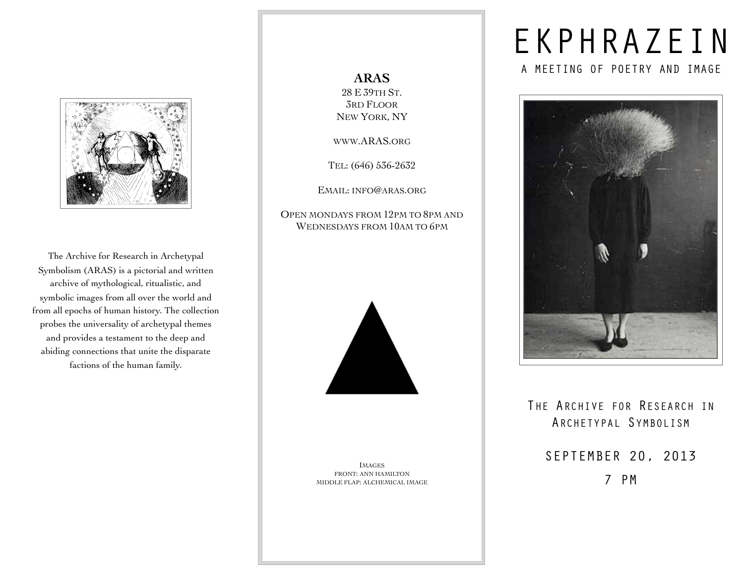The Archive for Research in Archetypal Symbolism (ARAS) is a pictorial and written archive of mythological, ritualistic, and symbolic images from all over the world and from all epochs of human history. The collection probes the universality of archetypal themes and provides a testament to the deep and abiding connections that unite the disparate factions of the human family.

**ARAS**
28 E 39th St.
3rd Floor
New York, NY

www.ARAS.org

Tel: (646) 536-2632

Email: info@aras.org

Open mondays from 12pm to 8pm and
Wednesdays from 10am to 6pm

Images
front: ann hamilton
middle flap: alchemical image

# EKPHRAZEIN

## A MEETING OF POETRY AND IMAGE

The Archive for Research in Archetypal Symbolism

SEPTEMBER 20, 2013

7 PM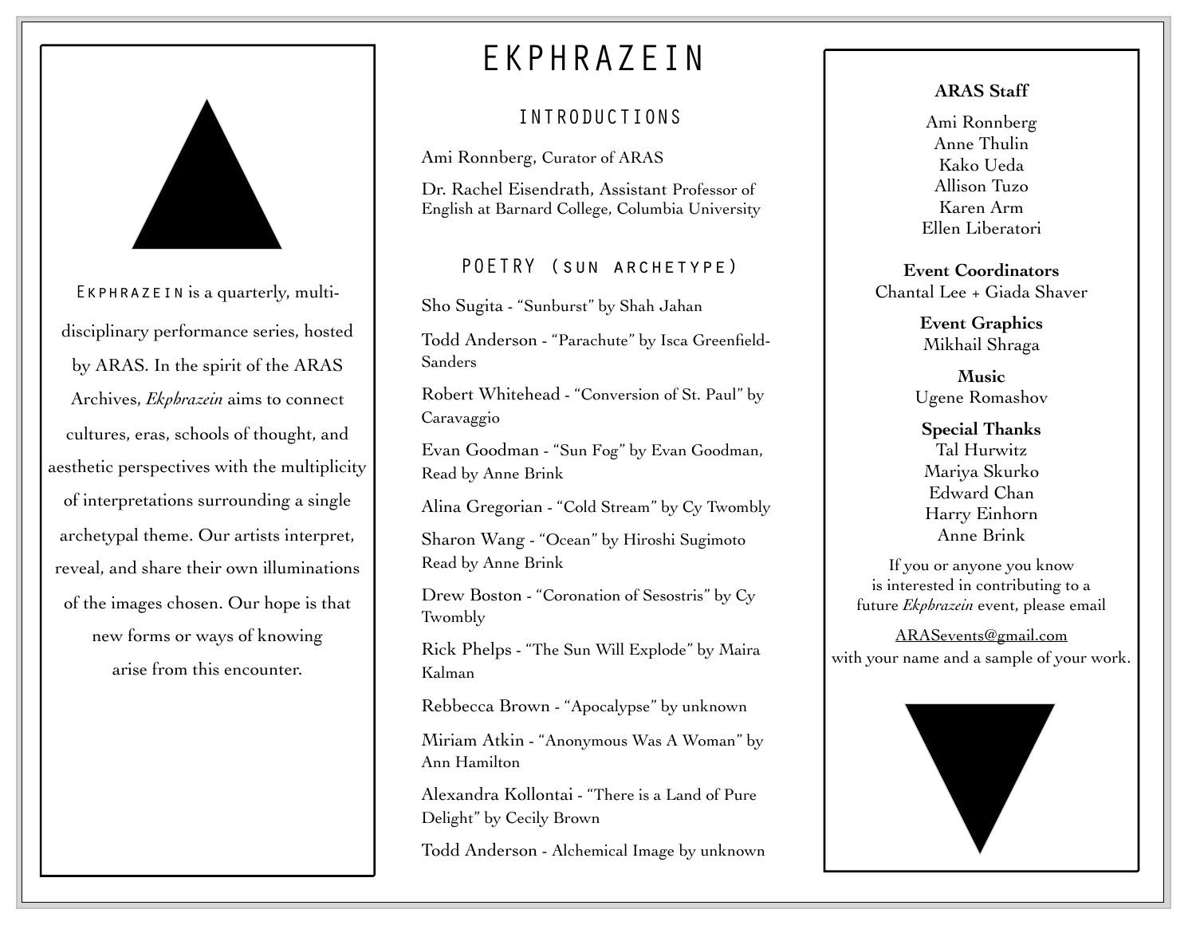Ekphrazein is a quarterly, multi-disciplinary performance series, hosted by ARAS. In the spirit of the ARAS Archives, *Ekphrazein* aims to connect cultures, eras, schools of thought, and aesthetic perspectives with the multiplicity of interpretations surrounding a single archetypal theme. Our artists interpret, reveal, and share their own illuminations of the images chosen. Our hope is that new forms or ways of knowing arise from this encounter.

# EKPHRAZEIN

## INTRODUCTIONS

Ami Ronnberg, Curator of ARAS

Dr. Rachel Eisendrath, Assistant Professor of English at Barnard College, Columbia University

## POETRY (SUN ARCHETYPE)

Sho Sugita - "Sunburst" by Shah Jahan

Todd Anderson - "Parachute" by Isca Greenfield-Sanders

Robert Whitehead - "Conversion of St. Paul" by Caravaggio

Evan Goodman - "Sun Fog" by Evan Goodman, Read by Anne Brink

Alina Gregorian - "Cold Stream" by Cy Twombly

Sharon Wang - "Ocean" by Hiroshi Sugimoto Read by Anne Brink

Drew Boston - "Coronation of Sesostris" by Cy Twombly

Rick Phelps - "The Sun Will Explode" by Maira Kalman

Rebbecca Brown - "Apocalypse" by unknown

Miriam Atkin - "Anonymous Was A Woman" by Ann Hamilton

Alexandra Kollontai - "There is a Land of Pure Delight" by Cecily Brown

Todd Anderson - Alchemical Image by unknown

**ARAS Staff**
Ami Ronnberg
Anne Thulin
Kako Ueda
Allison Tuzo
Karen Arm
Ellen Liberatori

**Event Coordinators**
Chantal Lee + Giada Shaver

**Event Graphics**
Mikhail Shraga

**Music**
Ugene Romashov

**Special Thanks**
Tal Hurwitz
Mariya Skurko
Edward Chan
Harry Einhorn
Anne Brink

If you or anyone you know is interested in contributing to a future *Ekphrazein* event, please email

ARASevents@gmail.com

with your name and a sample of your work.